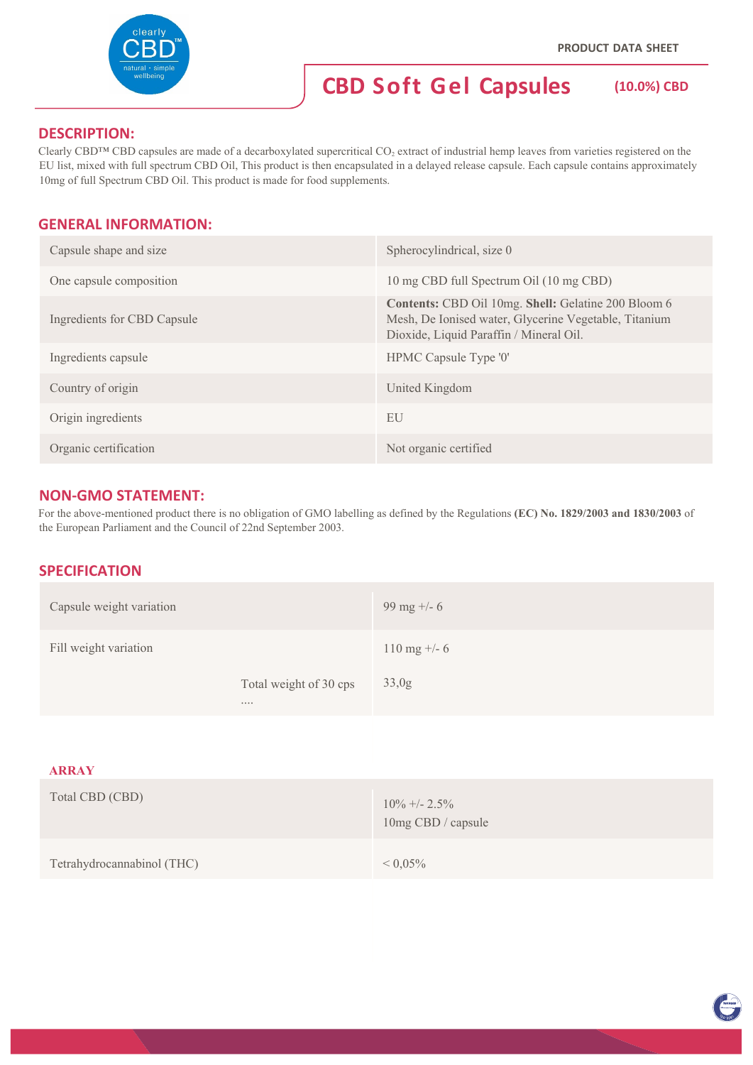PRODUCT DATA SHEET

# CBD Soft Gel Capsules (10.0%) CBD

## DESCRIPTION:

Clearly CBD™ CBD capsules are made of a decarboxylated supercritical $CO_2$ extract of industrial hemp leaves from varieties registered on the EU list, mixed with full spectrum CBD Oil, This product is then encapsulated in a delayed release capsule. Each capsule contains approximately 10mg of full Spectrum CBD Oil. This product is made for food supplements.

## GENERAL INFORMATION:

| | |
|---|---|
| Capsule shape and size | Spherocylindrical, size 0 |
| One capsule composition | 10 mg CBD full Spectrum Oil (10 mg CBD) |
| Ingredients for CBD Capsule | **Contents:** CBD Oil 10mg. **Shell:** Gelatine 200 Bloom 6 Mesh, De Ionised water, Glycerine Vegetable, Titanium Dioxide, Liquid Paraffin / Mineral Oil. |
| Ingredients capsule | HPMC Capsule Type '0' |
| Country of origin | United Kingdom |
| Origin ingredients | EU |
| Organic certification | Not organic certified |

## NON-GMO STATEMENT:

For the above-mentioned product there is no obligation of GMO labelling as defined by the Regulations **(EC) No. 1829/2003 and 1830/2003** of the European Parliament and the Council of 22nd September 2003.

## SPECIFICATION

| | | |
|---|---|---|
| Capsule weight variation | | 99 mg +/- 6 |
| Fill weight variation | | 110 mg +/- 6 |
| | Total weight of 30 cps .... | 33,0g |

### ARRAY

| | |
|---|---|
| Total CBD (CBD) | 10% +/- 2.5%<br>10mg CBD / capsule |
| Tetrahydrocannabinol (THC) | < 0,05% |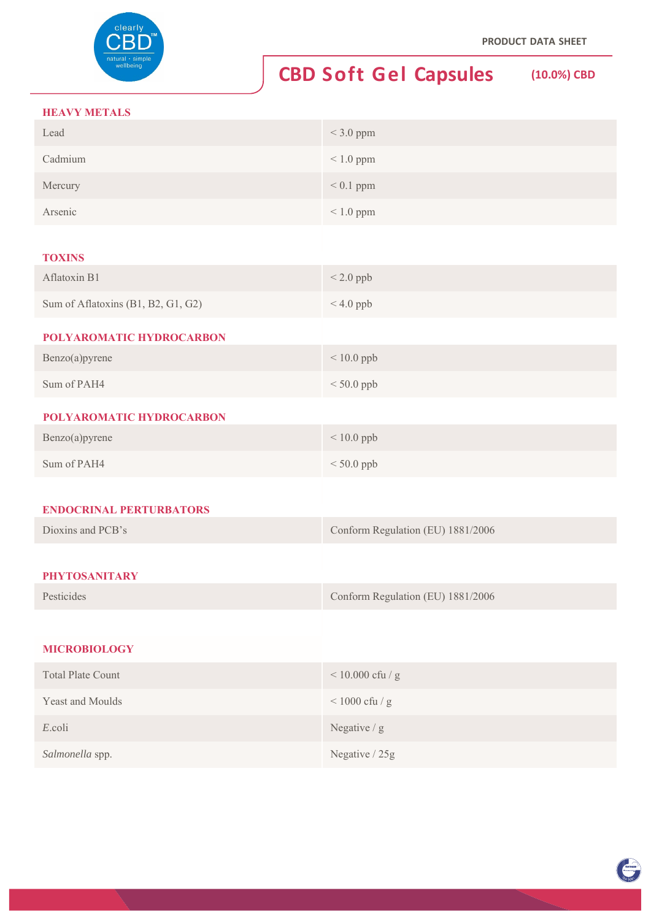# CBD Soft Gel Capsules (10.0%) CBD

PRODUCT DATA SHEET

## HEAVY METALS

| | |
|---|---|
| Lead | < 3.0 ppm |
| Cadmium | < 1.0 ppm |
| Mercury | < 0.1 ppm |
| Arsenic | < 1.0 ppm |

## TOXINS

| | |
|---|---|
| Aflatoxin B1 | < 2.0 ppb |
| Sum of Aflatoxins (B1, B2, G1, G2) | < 4.0 ppb |

## POLYAROMATIC HYDROCARBON

| | |
|---|---|
| Benzo(a)pyrene | < 10.0 ppb |
| Sum of PAH4 | < 50.0 ppb |

## POLYAROMATIC HYDROCARBON

| | |
|---|---|
| Benzo(a)pyrene | < 10.0 ppb |
| Sum of PAH4 | < 50.0 ppb |

## ENDOCRINAL PERTURBATORS

| | |
|---|---|
| Dioxins and PCB's | Conform Regulation (EU) 1881/2006 |

## PHYTOSANITARY

| | |
|---|---|
| Pesticides | Conform Regulation (EU) 1881/2006 |

## MICROBIOLOGY

| | |
|---|---|
| Total Plate Count | < 10.000 cfu / g |
| Yeast and Moulds | < 1000 cfu / g |
| *E.*coli | Negative / g |
| *Salmonella* spp. | Negative / 25g |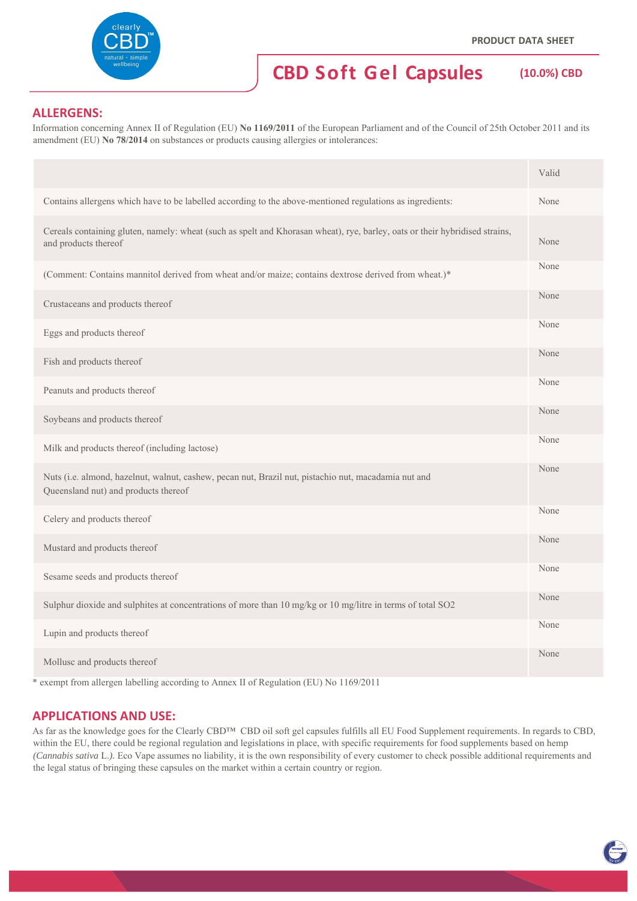**PRODUCT DATA SHEET**

# CBD Soft Gel Capsules (10.0%) CBD

## ALLERGENS:

Information concerning Annex II of Regulation (EU) **No 1169/2011** of the European Parliament and of the Council of 25th October 2011 and its amendment (EU) **No 78/2014** on substances or products causing allergies or intolerances:

| | Valid |
|---|---|
| Contains allergens which have to be labelled according to the above-mentioned regulations as ingredients: | None |
| Cereals containing gluten, namely: wheat (such as spelt and Khorasan wheat), rye, barley, oats or their hybridised strains, and products thereof | None |
| (Comment: Contains mannitol derived from wheat and/or maize; contains dextrose derived from wheat.)* | None |
| Crustaceans and products thereof | None |
| Eggs and products thereof | None |
| Fish and products thereof | None |
| Peanuts and products thereof | None |
| Soybeans and products thereof | None |
| Milk and products thereof (including lactose) | None |
| Nuts (i.e. almond, hazelnut, walnut, cashew, pecan nut, Brazil nut, pistachio nut, macadamia nut and Queensland nut) and products thereof | None |
| Celery and products thereof | None |
| Mustard and products thereof | None |
| Sesame seeds and products thereof | None |
| Sulphur dioxide and sulphites at concentrations of more than 10 mg/kg or 10 mg/litre in terms of total $SO_2$ | None |
| Lupin and products thereof | None |
| Mollusc and products thereof | None |

* exempt from allergen labelling according to Annex II of Regulation (EU) No 1169/2011

## APPLICATIONS AND USE:

As far as the knowledge goes for the Clearly CBD™ CBD oil soft gel capsules fulfills all EU Food Supplement requirements. In regards to CBD, within the EU, there could be regional regulation and legislations in place, with specific requirements for food supplements based on hemp *(Cannabis sativa* L.*).* Eco Vape assumes no liability, it is the own responsibility of every customer to check possible additional requirements and the legal status of bringing these capsules on the market within a certain country or region.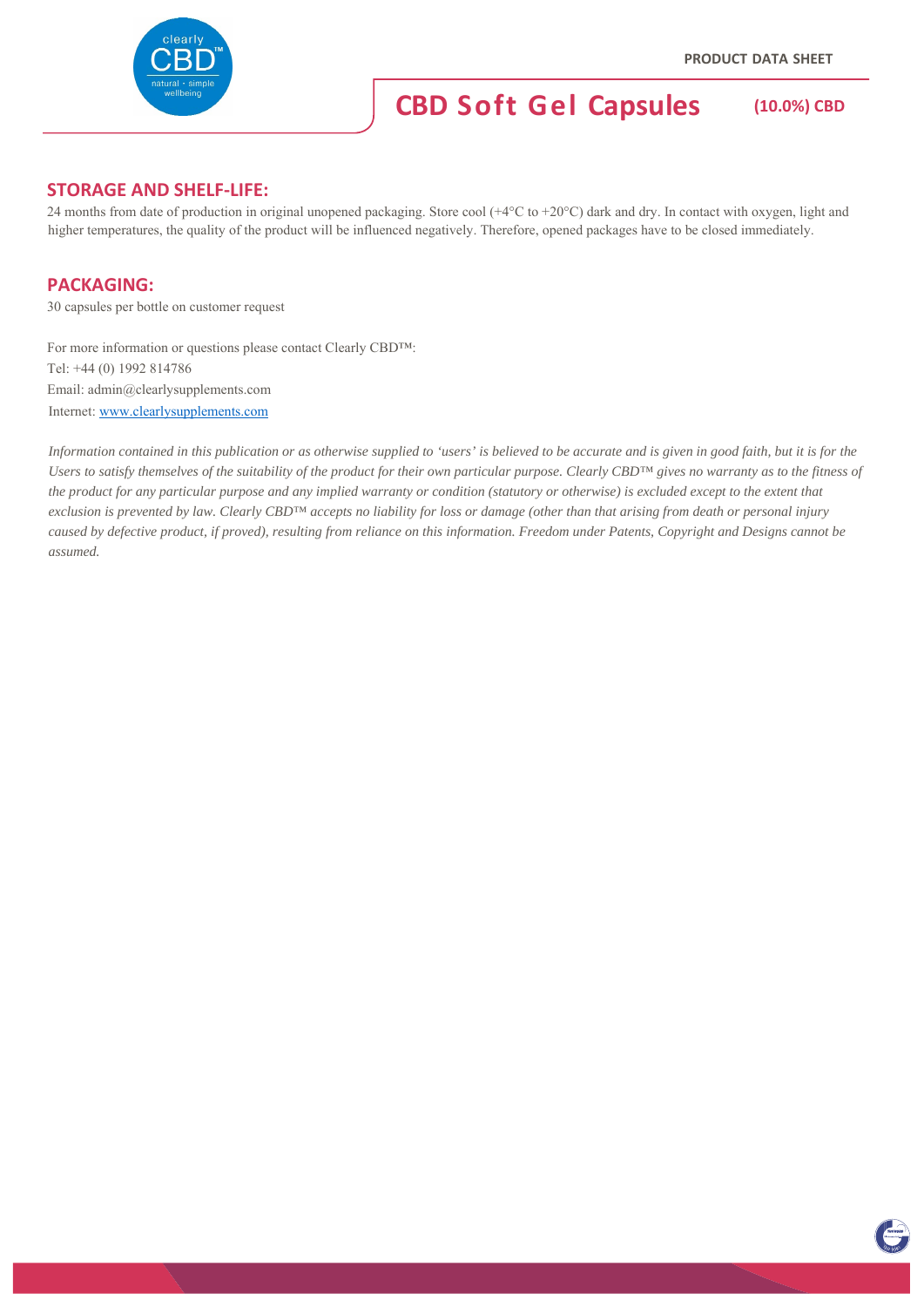## STORAGE AND SHELF-LIFE:

24 months from date of production in original unopened packaging. Store cool (+4°C to +20°C) dark and dry. In contact with oxygen, light and higher temperatures, the quality of the product will be influenced negatively. Therefore, opened packages have to be closed immediately.

## PACKAGING:

30 capsules per bottle on customer request

For more information or questions please contact Clearly CBD™:
Tel: +44 (0) 1992 814786
Email: admin@clearlysupplements.com
Internet: [www.clearlysupplements.com](http://www.clearlysupplements.com)

*Information contained in this publication or as otherwise supplied to 'users' is believed to be accurate and is given in good faith, but it is for the Users to satisfy themselves of the suitability of the product for their own particular purpose. Clearly CBD™ gives no warranty as to the fitness of the product for any particular purpose and any implied warranty or condition (statutory or otherwise) is excluded except to the extent that exclusion is prevented by law. Clearly CBD™ accepts no liability for loss or damage (other than that arising from death or personal injury caused by defective product, if proved), resulting from reliance on this information. Freedom under Patents, Copyright and Designs cannot be assumed.*